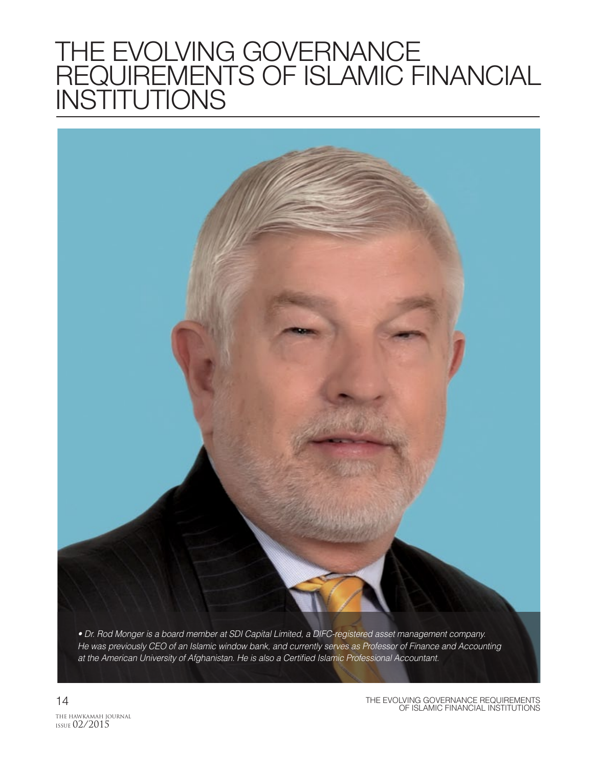# THE EVOLVING GOVERNANCE REQUIREMENTS OF ISLAMIC FINANCIAL INSTITUTIONS

*• Dr. Rod Monger is a board member at SDI Capital Limited, a DIFC-registered asset management company. He was previously CEO of an Islamic window bank, and currently serves as Professor of Finance and Accounting at the American University of Afghanistan. He is also a Certified Islamic Professional Accountant.*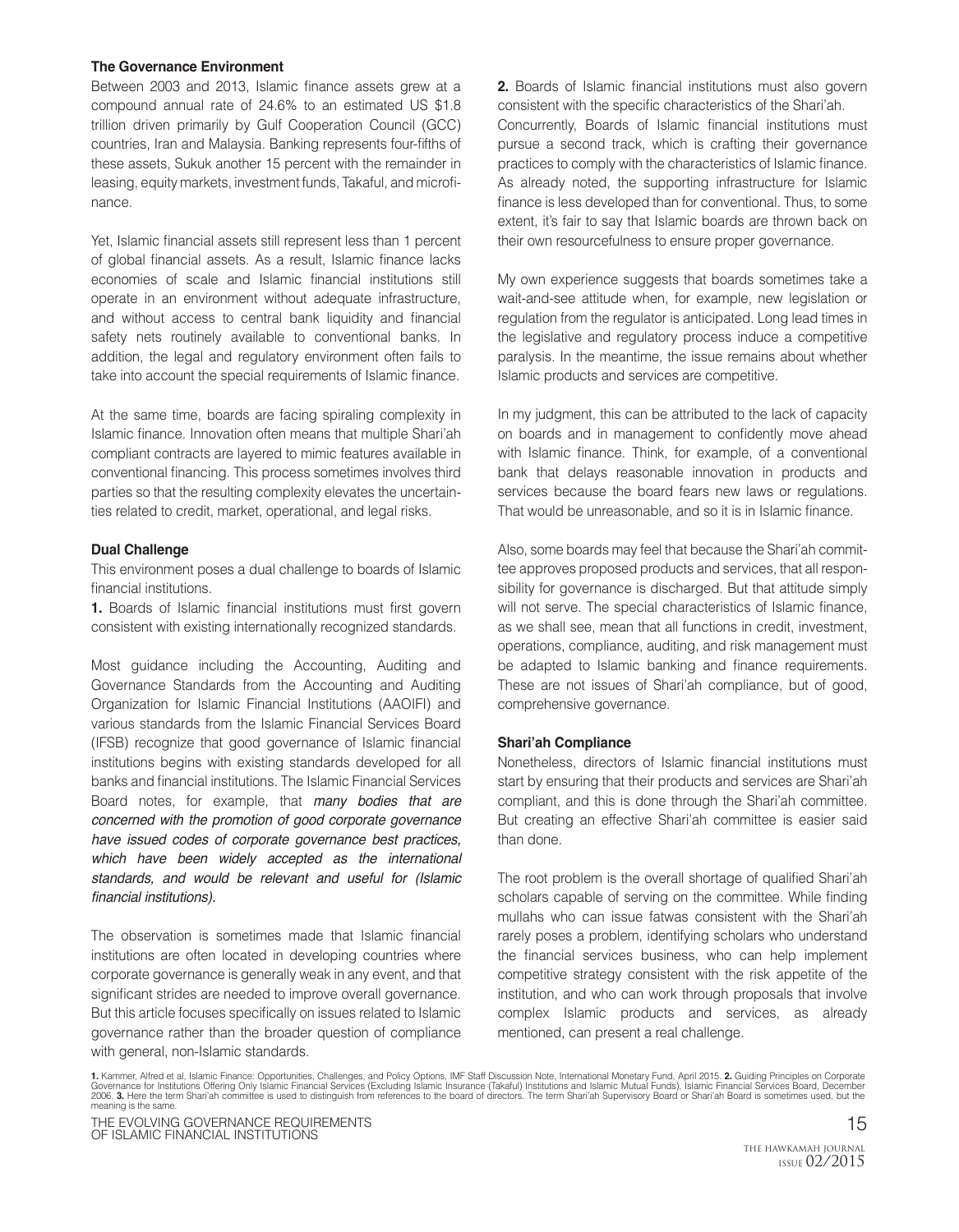### The Governance Environment

Between 2003 and 2013, Islamic finance assets grew at a compound annual rate of 24.6% to an estimated US $1.8 trillion driven primarily by Gulf Cooperation Council (GCC) countries, Iran and Malaysia. Banking represents four-fifths of these assets, Sukuk another 15 percent with the remainder in leasing, equity markets, investment funds, Takaful, and microfinance.

Yet, Islamic financial assets still represent less than 1 percent of global financial assets. As a result, Islamic finance lacks economies of scale and Islamic financial institutions still operate in an environment without adequate infrastructure, and without access to central bank liquidity and financial safety nets routinely available to conventional banks. In addition, the legal and regulatory environment often fails to take into account the special requirements of Islamic finance.

At the same time, boards are facing spiraling complexity in Islamic finance. Innovation often means that multiple Shari'ah compliant contracts are layered to mimic features available in conventional financing. This process sometimes involves third parties so that the resulting complexity elevates the uncertainties related to credit, market, operational, and legal risks.

### Dual Challenge

This environment poses a dual challenge to boards of Islamic financial institutions.

**1.** Boards of Islamic financial institutions must first govern consistent with existing internationally recognized standards.

Most guidance including the Accounting, Auditing and Governance Standards from the Accounting and Auditing Organization for Islamic Financial Institutions (AAOIFI) and various standards from the Islamic Financial Services Board (IFSB) recognize that good governance of Islamic financial institutions begins with existing standards developed for all banks and financial institutions. The Islamic Financial Services Board notes, for example, that *many bodies that are concerned with the promotion of good corporate governance have issued codes of corporate governance best practices, which have been widely accepted as the international standards, and would be relevant and useful for (Islamic financial institutions).*

The observation is sometimes made that Islamic financial institutions are often located in developing countries where corporate governance is generally weak in any event, and that significant strides are needed to improve overall governance. But this article focuses specifically on issues related to Islamic governance rather than the broader question of compliance with general, non-Islamic standards.

**2.** Boards of Islamic financial institutions must also govern consistent with the specific characteristics of the Shari'ah.

Concurrently, Boards of Islamic financial institutions must pursue a second track, which is crafting their governance practices to comply with the characteristics of Islamic finance. As already noted, the supporting infrastructure for Islamic finance is less developed than for conventional. Thus, to some extent, it's fair to say that Islamic boards are thrown back on their own resourcefulness to ensure proper governance.

My own experience suggests that boards sometimes take a wait-and-see attitude when, for example, new legislation or regulation from the regulator is anticipated. Long lead times in the legislative and regulatory process induce a competitive paralysis. In the meantime, the issue remains about whether Islamic products and services are competitive.

In my judgment, this can be attributed to the lack of capacity on boards and in management to confidently move ahead with Islamic finance. Think, for example, of a conventional bank that delays reasonable innovation in products and services because the board fears new laws or regulations. That would be unreasonable, and so it is in Islamic finance.

Also, some boards may feel that because the Shari'ah committee approves proposed products and services, that all responsibility for governance is discharged. But that attitude simply will not serve. The special characteristics of Islamic finance, as we shall see, mean that all functions in credit, investment, operations, compliance, auditing, and risk management must be adapted to Islamic banking and finance requirements. These are not issues of Shari'ah compliance, but of good, comprehensive governance.

### Shari'ah Compliance

Nonetheless, directors of Islamic financial institutions must start by ensuring that their products and services are Shari'ah compliant, and this is done through the Shari'ah committee. But creating an effective Shari'ah committee is easier said than done.

The root problem is the overall shortage of qualified Shari'ah scholars capable of serving on the committee. While finding mullahs who can issue fatwas consistent with the Shari'ah rarely poses a problem, identifying scholars who understand the financial services business, who can help implement competitive strategy consistent with the risk appetite of the institution, and who can work through proposals that involve complex Islamic products and services, as already mentioned, can present a real challenge.

**1.** Kammer, Alfred et al, Islamic Finance: Opportunities, Challenges, and Policy Options, IMF Staff Discussion Note, International Monetary Fund, April 2015. **2.** Guiding Principles on Corporate Governance for Institutions Offering Only Islamic Financial Services (Excluding Islamic Insurance (Takaful) Institutions and Islamic Mutual Funds), Islamic Financial Services Board, December 2006. **3.** Here the term Shari'ah committee is used to distinguish from references to the board of directors. The term Shari'ah Supervisory Board or Shari'ah Board is sometimes used, but the meaning is the same.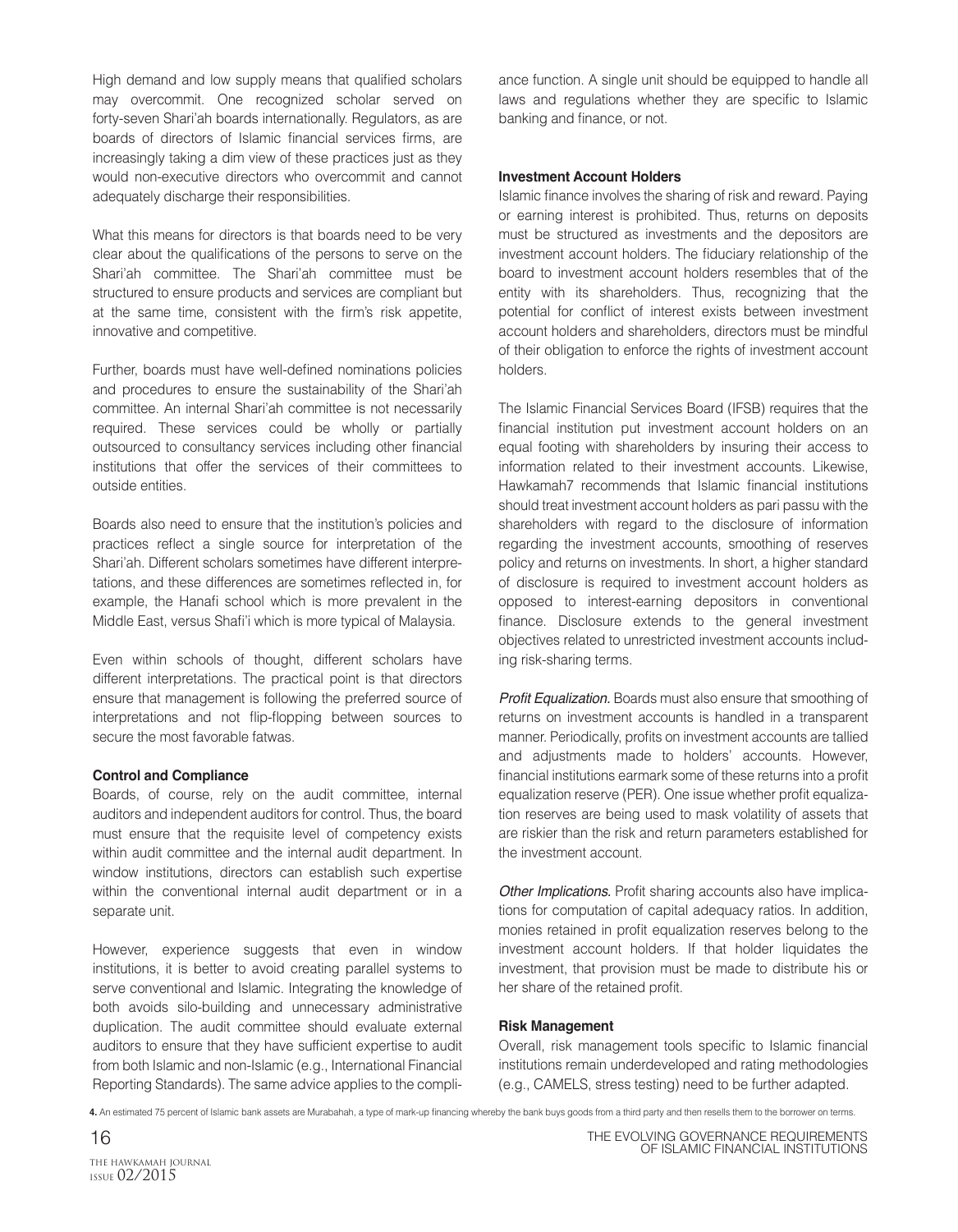High demand and low supply means that qualified scholars may overcommit. One recognized scholar served on forty-seven Shari'ah boards internationally. Regulators, as are boards of directors of Islamic financial services firms, are increasingly taking a dim view of these practices just as they would non-executive directors who overcommit and cannot adequately discharge their responsibilities.

What this means for directors is that boards need to be very clear about the qualifications of the persons to serve on the Shari'ah committee. The Shari'ah committee must be structured to ensure products and services are compliant but at the same time, consistent with the firm's risk appetite, innovative and competitive.

Further, boards must have well-defined nominations policies and procedures to ensure the sustainability of the Shari'ah committee. An internal Shari'ah committee is not necessarily required. These services could be wholly or partially outsourced to consultancy services including other financial institutions that offer the services of their committees to outside entities.

Boards also need to ensure that the institution's policies and practices reflect a single source for interpretation of the Shari'ah. Different scholars sometimes have different interpretations, and these differences are sometimes reflected in, for example, the Hanafi school which is more prevalent in the Middle East, versus Shafi'i which is more typical of Malaysia.

Even within schools of thought, different scholars have different interpretations. The practical point is that directors ensure that management is following the preferred source of interpretations and not flip-flopping between sources to secure the most favorable fatwas.

**Control and Compliance**

Boards, of course, rely on the audit committee, internal auditors and independent auditors for control. Thus, the board must ensure that the requisite level of competency exists within audit committee and the internal audit department. In window institutions, directors can establish such expertise within the conventional internal audit department or in a separate unit.

However, experience suggests that even in window institutions, it is better to avoid creating parallel systems to serve conventional and Islamic. Integrating the knowledge of both avoids silo-building and unnecessary administrative duplication. The audit committee should evaluate external auditors to ensure that they have sufficient expertise to audit from both Islamic and non-Islamic (e.g., International Financial Reporting Standards). The same advice applies to the compliance function. A single unit should be equipped to handle all laws and regulations whether they are specific to Islamic banking and finance, or not.

**Investment Account Holders**

Islamic finance involves the sharing of risk and reward. Paying or earning interest is prohibited. Thus, returns on deposits must be structured as investments and the depositors are investment account holders. The fiduciary relationship of the board to investment account holders resembles that of the entity with its shareholders. Thus, recognizing that the potential for conflict of interest exists between investment account holders and shareholders, directors must be mindful of their obligation to enforce the rights of investment account holders.

The Islamic Financial Services Board (IFSB) requires that the financial institution put investment account holders on an equal footing with shareholders by insuring their access to information related to their investment accounts. Likewise, Hawkamah[7] recommends that Islamic financial institutions should treat investment account holders as pari passu with the shareholders with regard to the disclosure of information regarding the investment accounts, smoothing of reserves policy and returns on investments. In short, a higher standard of disclosure is required to investment account holders as opposed to interest-earning depositors in conventional finance. Disclosure extends to the general investment objectives related to unrestricted investment accounts including risk-sharing terms.

*Profit Equalization.* Boards must also ensure that smoothing of returns on investment accounts is handled in a transparent manner. Periodically, profits on investment accounts are tallied and adjustments made to holders' accounts. However, financial institutions earmark some of these returns into a profit equalization reserve (PER). One issue whether profit equalization reserves are being used to mask volatility of assets that are riskier than the risk and return parameters established for the investment account.

*Other Implications.* Profit sharing accounts also have implications for computation of capital adequacy ratios. In addition, monies retained in profit equalization reserves belong to the investment account holders. If that holder liquidates the investment, that provision must be made to distribute his or her share of the retained profit.

**Risk Management**

Overall, risk management tools specific to Islamic financial institutions remain underdeveloped and rating methodologies (e.g., CAMELS, stress testing) need to be further adapted.

**4.** An estimated 75 percent of Islamic bank assets are Murabahah, a type of mark-up financing whereby the bank buys goods from a third party and then resells them to the borrower on terms.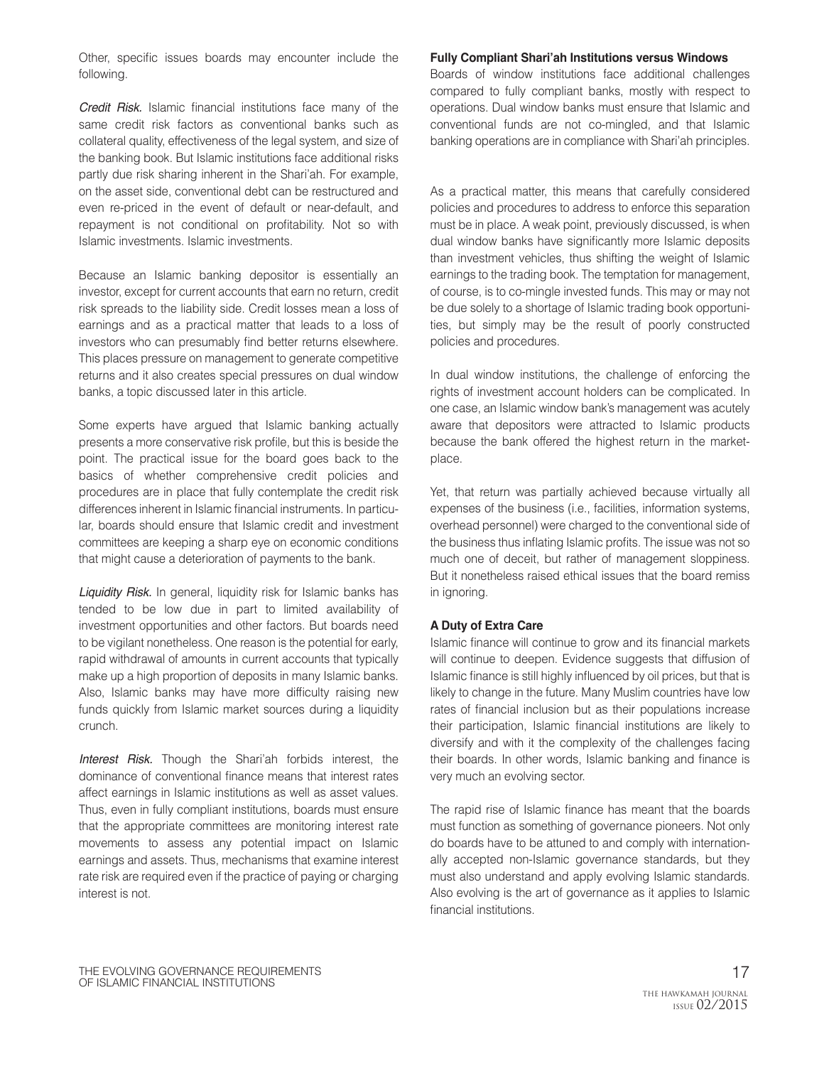Other, specific issues boards may encounter include the following.

*Credit Risk.* Islamic financial institutions face many of the same credit risk factors as conventional banks such as collateral quality, effectiveness of the legal system, and size of the banking book. But Islamic institutions face additional risks partly due risk sharing inherent in the Shari'ah. For example, on the asset side, conventional debt can be restructured and even re-priced in the event of default or near-default, and repayment is not conditional on profitability. Not so with Islamic investments. Islamic investments.

Because an Islamic banking depositor is essentially an investor, except for current accounts that earn no return, credit risk spreads to the liability side. Credit losses mean a loss of earnings and as a practical matter that leads to a loss of investors who can presumably find better returns elsewhere. This places pressure on management to generate competitive returns and it also creates special pressures on dual window banks, a topic discussed later in this article.

Some experts have argued that Islamic banking actually presents a more conservative risk profile, but this is beside the point. The practical issue for the board goes back to the basics of whether comprehensive credit policies and procedures are in place that fully contemplate the credit risk differences inherent in Islamic financial instruments. In particular, boards should ensure that Islamic credit and investment committees are keeping a sharp eye on economic conditions that might cause a deterioration of payments to the bank.

*Liquidity Risk.* In general, liquidity risk for Islamic banks has tended to be low due in part to limited availability of investment opportunities and other factors. But boards need to be vigilant nonetheless. One reason is the potential for early, rapid withdrawal of amounts in current accounts that typically make up a high proportion of deposits in many Islamic banks. Also, Islamic banks may have more difficulty raising new funds quickly from Islamic market sources during a liquidity crunch.

*Interest Risk.* Though the Shari'ah forbids interest, the dominance of conventional finance means that interest rates affect earnings in Islamic institutions as well as asset values. Thus, even in fully compliant institutions, boards must ensure that the appropriate committees are monitoring interest rate movements to assess any potential impact on Islamic earnings and assets. Thus, mechanisms that examine interest rate risk are required even if the practice of paying or charging interest is not.

**Fully Compliant Shari'ah Institutions versus Windows**

Boards of window institutions face additional challenges compared to fully compliant banks, mostly with respect to operations. Dual window banks must ensure that Islamic and conventional funds are not co-mingled, and that Islamic banking operations are in compliance with Shari'ah principles.

As a practical matter, this means that carefully considered policies and procedures to address to enforce this separation must be in place. A weak point, previously discussed, is when dual window banks have significantly more Islamic deposits than investment vehicles, thus shifting the weight of Islamic earnings to the trading book. The temptation for management, of course, is to co-mingle invested funds. This may or may not be due solely to a shortage of Islamic trading book opportunities, but simply may be the result of poorly constructed policies and procedures.

In dual window institutions, the challenge of enforcing the rights of investment account holders can be complicated. In one case, an Islamic window bank's management was acutely aware that depositors were attracted to Islamic products because the bank offered the highest return in the marketplace.

Yet, that return was partially achieved because virtually all expenses of the business (i.e., facilities, information systems, overhead personnel) were charged to the conventional side of the business thus inflating Islamic profits. The issue was not so much one of deceit, but rather of management sloppiness. But it nonetheless raised ethical issues that the board remiss in ignoring.

**A Duty of Extra Care**

Islamic finance will continue to grow and its financial markets will continue to deepen. Evidence suggests that diffusion of Islamic finance is still highly influenced by oil prices, but that is likely to change in the future. Many Muslim countries have low rates of financial inclusion but as their populations increase their participation, Islamic financial institutions are likely to diversify and with it the complexity of the challenges facing their boards. In other words, Islamic banking and finance is very much an evolving sector.

The rapid rise of Islamic finance has meant that the boards must function as something of governance pioneers. Not only do boards have to be attuned to and comply with internationally accepted non-Islamic governance standards, but they must also understand and apply evolving Islamic standards. Also evolving is the art of governance as it applies to Islamic financial institutions.